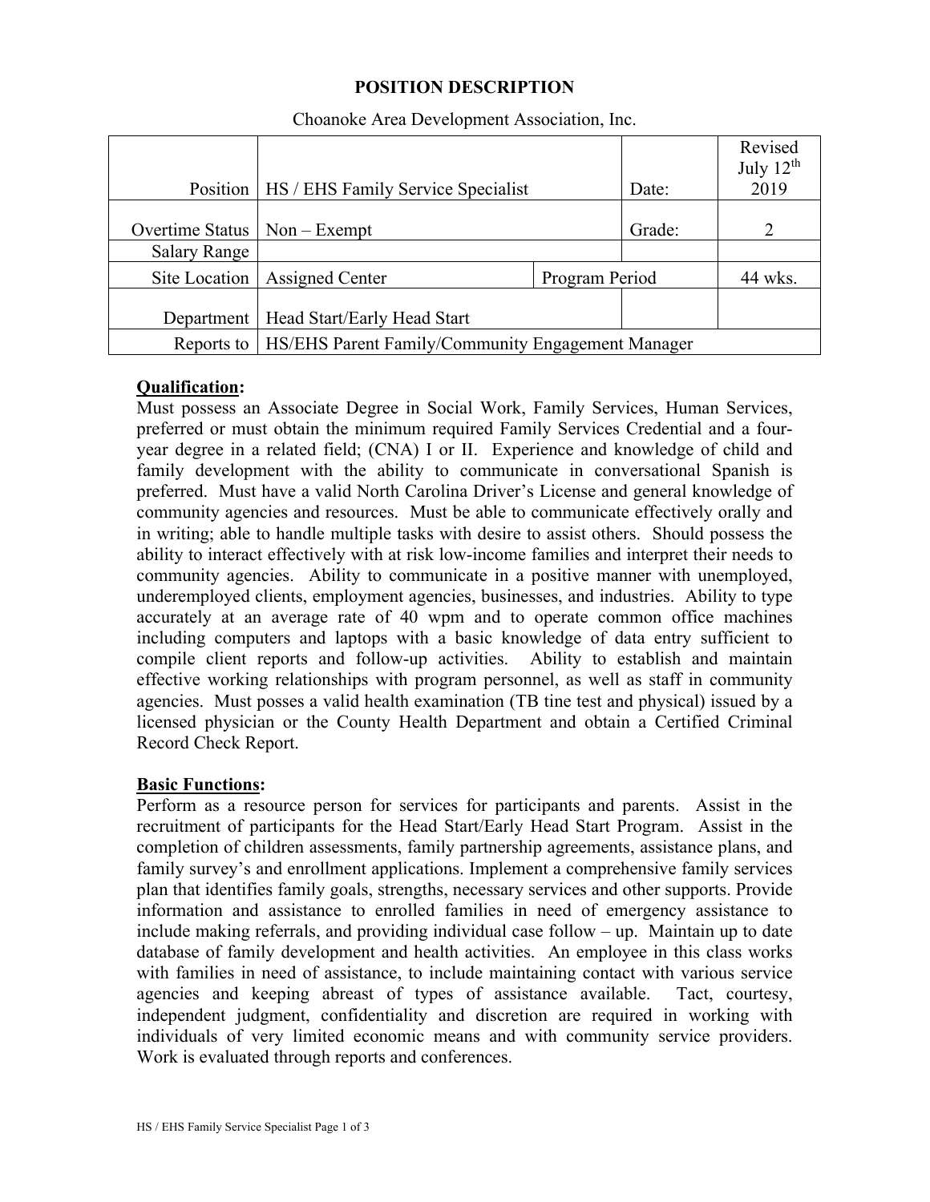# POSITION DESCRIPTION

Choanoke Area Development Association, Inc.

| | | | | |
|---|---|---|---|---|
| Position | HS / EHS Family Service Specialist | | Date: | Revised July 12th 2019 |
| Overtime Status | Non – Exempt | | Grade: | 2 |
| Salary Range | | | | |
| Site Location | Assigned Center | Program Period | | 44 wks. |
| Department | Head Start/Early Head Start | | | |
| Reports to | HS/EHS Parent Family/Community Engagement Manager | | | |

**Qualification:**

Must possess an Associate Degree in Social Work, Family Services, Human Services, preferred or must obtain the minimum required Family Services Credential and a four-year degree in a related field; (CNA) I or II. Experience and knowledge of child and family development with the ability to communicate in conversational Spanish is preferred. Must have a valid North Carolina Driver's License and general knowledge of community agencies and resources. Must be able to communicate effectively orally and in writing; able to handle multiple tasks with desire to assist others. Should possess the ability to interact effectively with at risk low-income families and interpret their needs to community agencies. Ability to communicate in a positive manner with unemployed, underemployed clients, employment agencies, businesses, and industries. Ability to type accurately at an average rate of 40 wpm and to operate common office machines including computers and laptops with a basic knowledge of data entry sufficient to compile client reports and follow-up activities. Ability to establish and maintain effective working relationships with program personnel, as well as staff in community agencies. Must posses a valid health examination (TB tine test and physical) issued by a licensed physician or the County Health Department and obtain a Certified Criminal Record Check Report.

**Basic Functions:**

Perform as a resource person for services for participants and parents. Assist in the recruitment of participants for the Head Start/Early Head Start Program. Assist in the completion of children assessments, family partnership agreements, assistance plans, and family survey's and enrollment applications. Implement a comprehensive family services plan that identifies family goals, strengths, necessary services and other supports. Provide information and assistance to enrolled families in need of emergency assistance to include making referrals, and providing individual case follow – up. Maintain up to date database of family development and health activities. An employee in this class works with families in need of assistance, to include maintaining contact with various service agencies and keeping abreast of types of assistance available. Tact, courtesy, independent judgment, confidentiality and discretion are required in working with individuals of very limited economic means and with community service providers. Work is evaluated through reports and conferences.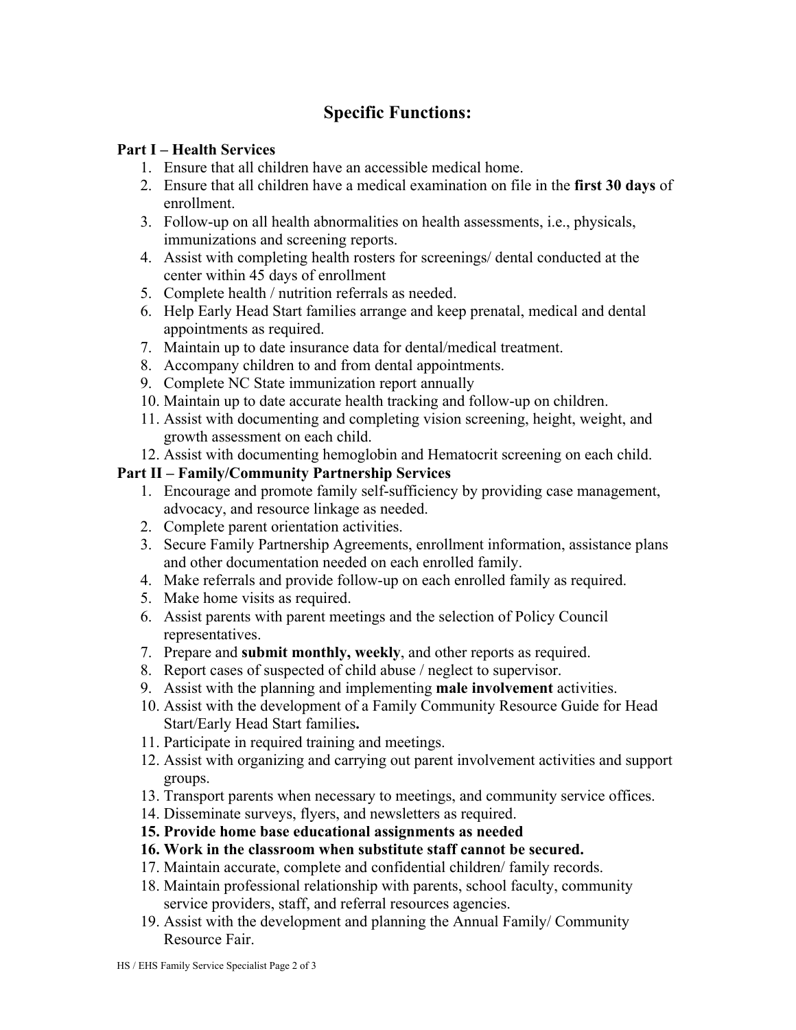## Specific Functions:

**Part I – Health Services**

1. Ensure that all children have an accessible medical home.
2. Ensure that all children have a medical examination on file in the **first 30 days** of enrollment.
3. Follow-up on all health abnormalities on health assessments, i.e., physicals, immunizations and screening reports.
4. Assist with completing health rosters for screenings/ dental conducted at the center within 45 days of enrollment
5. Complete health / nutrition referrals as needed.
6. Help Early Head Start families arrange and keep prenatal, medical and dental appointments as required.
7. Maintain up to date insurance data for dental/medical treatment.
8. Accompany children to and from dental appointments.
9. Complete NC State immunization report annually
10. Maintain up to date accurate health tracking and follow-up on children.
11. Assist with documenting and completing vision screening, height, weight, and growth assessment on each child.
12. Assist with documenting hemoglobin and Hematocrit screening on each child.

**Part II – Family/Community Partnership Services**

1. Encourage and promote family self-sufficiency by providing case management, advocacy, and resource linkage as needed.
2. Complete parent orientation activities.
3. Secure Family Partnership Agreements, enrollment information, assistance plans and other documentation needed on each enrolled family.
4. Make referrals and provide follow-up on each enrolled family as required.
5. Make home visits as required.
6. Assist parents with parent meetings and the selection of Policy Council representatives.
7. Prepare and **submit monthly, weekly**, and other reports as required.
8. Report cases of suspected of child abuse / neglect to supervisor.
9. Assist with the planning and implementing **male involvement** activities.
10. Assist with the development of a Family Community Resource Guide for Head Start/Early Head Start families**.**
11. Participate in required training and meetings.
12. Assist with organizing and carrying out parent involvement activities and support groups.
13. Transport parents when necessary to meetings, and community service offices.
14. Disseminate surveys, flyers, and newsletters as required.
15. **Provide home base educational assignments as needed**
16. **Work in the classroom when substitute staff cannot be secured.**
17. Maintain accurate, complete and confidential children/ family records.
18. Maintain professional relationship with parents, school faculty, community service providers, staff, and referral resources agencies.
19. Assist with the development and planning the Annual Family/ Community Resource Fair.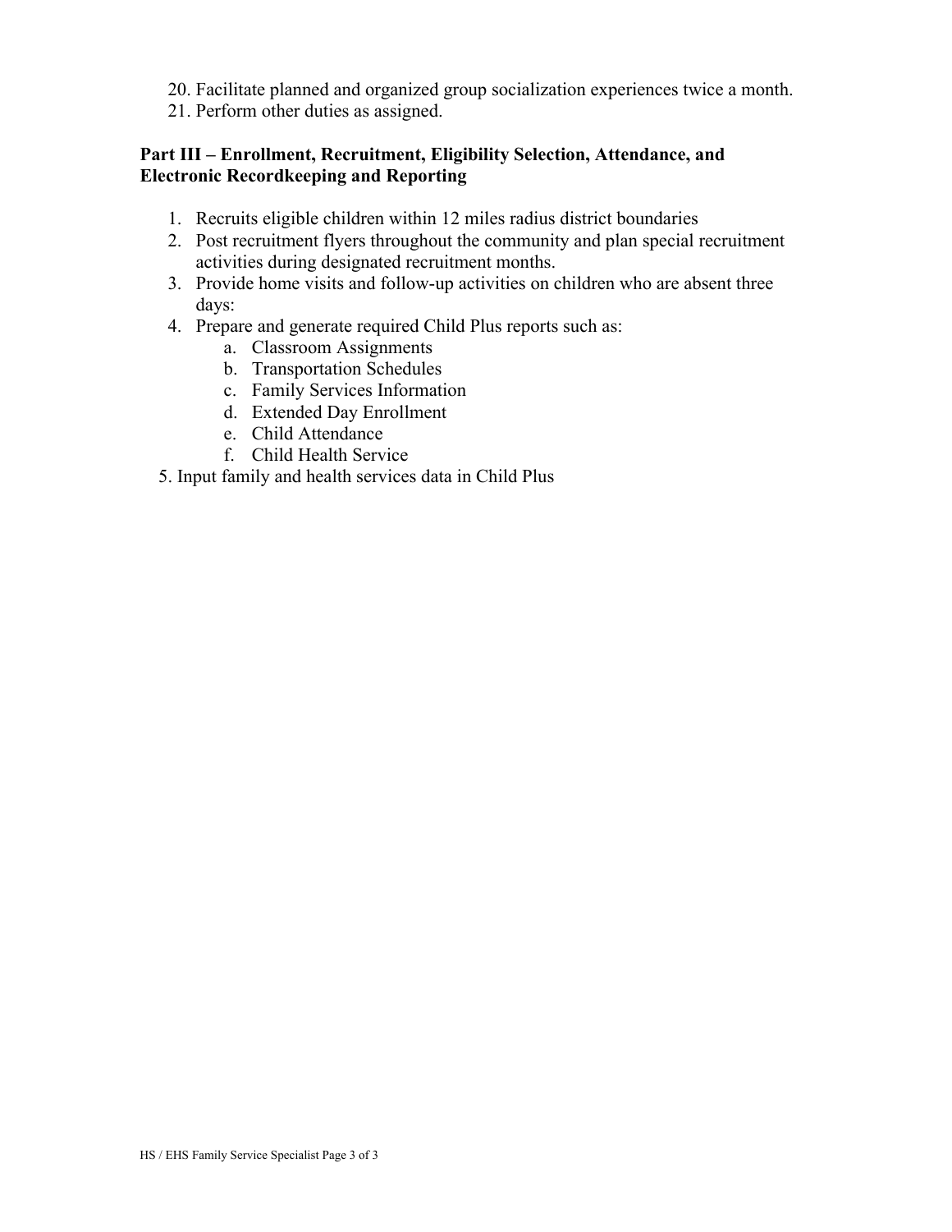20. Facilitate planned and organized group socialization experiences twice a month.
21. Perform other duties as assigned.

**Part III – Enrollment, Recruitment, Eligibility Selection, Attendance, and Electronic Recordkeeping and Reporting**

1. Recruits eligible children within 12 miles radius district boundaries
2. Post recruitment flyers throughout the community and plan special recruitment activities during designated recruitment months.
3. Provide home visits and follow-up activities on children who are absent three days:
4. Prepare and generate required Child Plus reports such as:
   a. Classroom Assignments
   b. Transportation Schedules
   c. Family Services Information
   d. Extended Day Enrollment
   e. Child Attendance
   f. Child Health Service
5. Input family and health services data in Child Plus